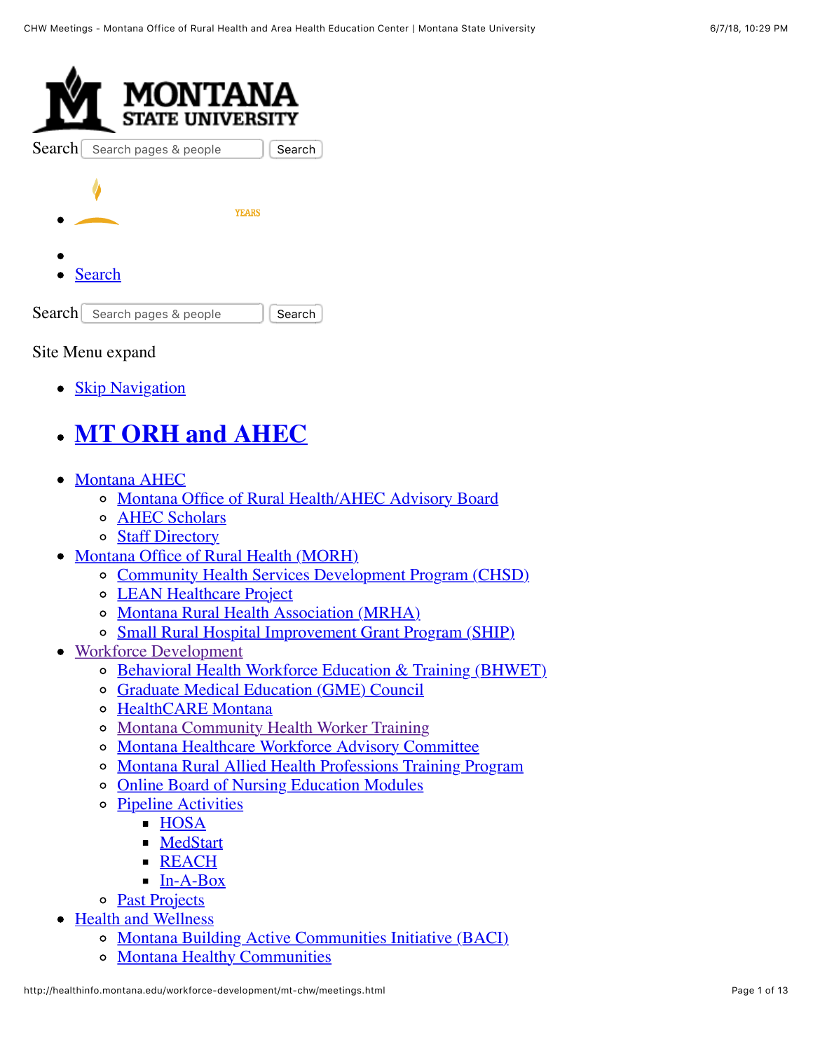MONTANA STATE UNIVERSITY

Search Search pages & people Search

- YEARS
- 
- Search

Search Search pages & people Search

Site Menu expand

- Skip Navigation

- # MT ORH and AHEC

- Montana AHEC
  - Montana Office of Rural Health/AHEC Advisory Board
  - AHEC Scholars
  - Staff Directory
- Montana Office of Rural Health (MORH)
  - Community Health Services Development Program (CHSD)
  - LEAN Healthcare Project
  - Montana Rural Health Association (MRHA)
  - Small Rural Hospital Improvement Grant Program (SHIP)
- Workforce Development
  - Behavioral Health Workforce Education & Training (BHWET)
  - Graduate Medical Education (GME) Council
  - HealthCARE Montana
  - Montana Community Health Worker Training
  - Montana Healthcare Workforce Advisory Committee
  - Montana Rural Allied Health Professions Training Program
  - Online Board of Nursing Education Modules
  - Pipeline Activities
    - HOSA
    - MedStart
    - REACH
    - In-A-Box
  - Past Projects
- Health and Wellness
  - Montana Building Active Communities Initiative (BACI)
  - Montana Healthy Communities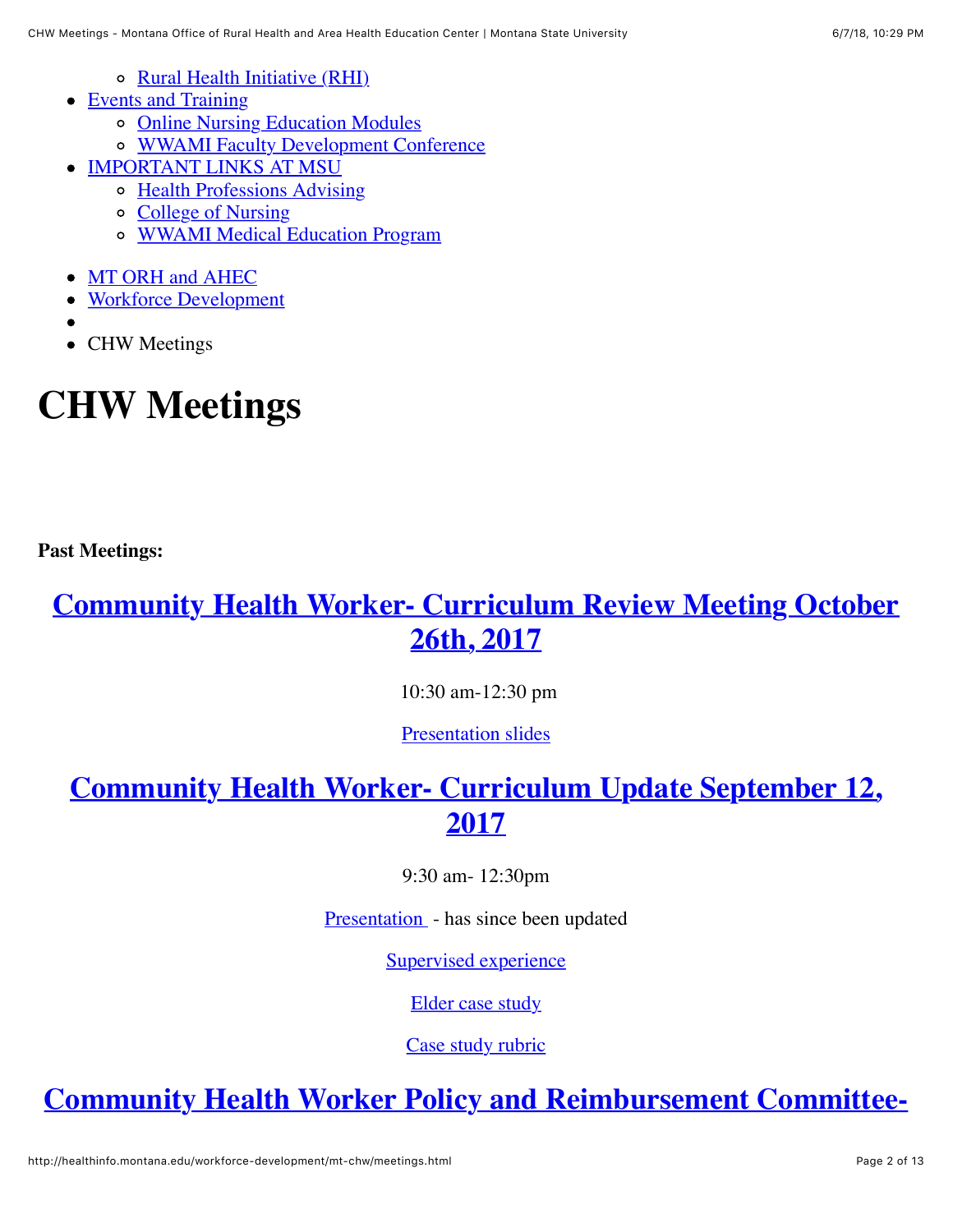- Rural Health Initiative (RHI)
- Events and Training
  - Online Nursing Education Modules
  - WWAMI Faculty Development Conference
- IMPORTANT LINKS AT MSU
  - Health Professions Advising
  - College of Nursing
  - WWAMI Medical Education Program

- MT ORH and AHEC
- Workforce Development
- 
- CHW Meetings

# CHW Meetings

**Past Meetings:**

## Community Health Worker- Curriculum Review Meeting October 26th, 2017

10:30 am-12:30 pm

Presentation slides

## Community Health Worker- Curriculum Update September 12, 2017

9:30 am- 12:30pm

Presentation - has since been updated

Supervised experience

Elder case study

Case study rubric

## Community Health Worker Policy and Reimbursement Committee-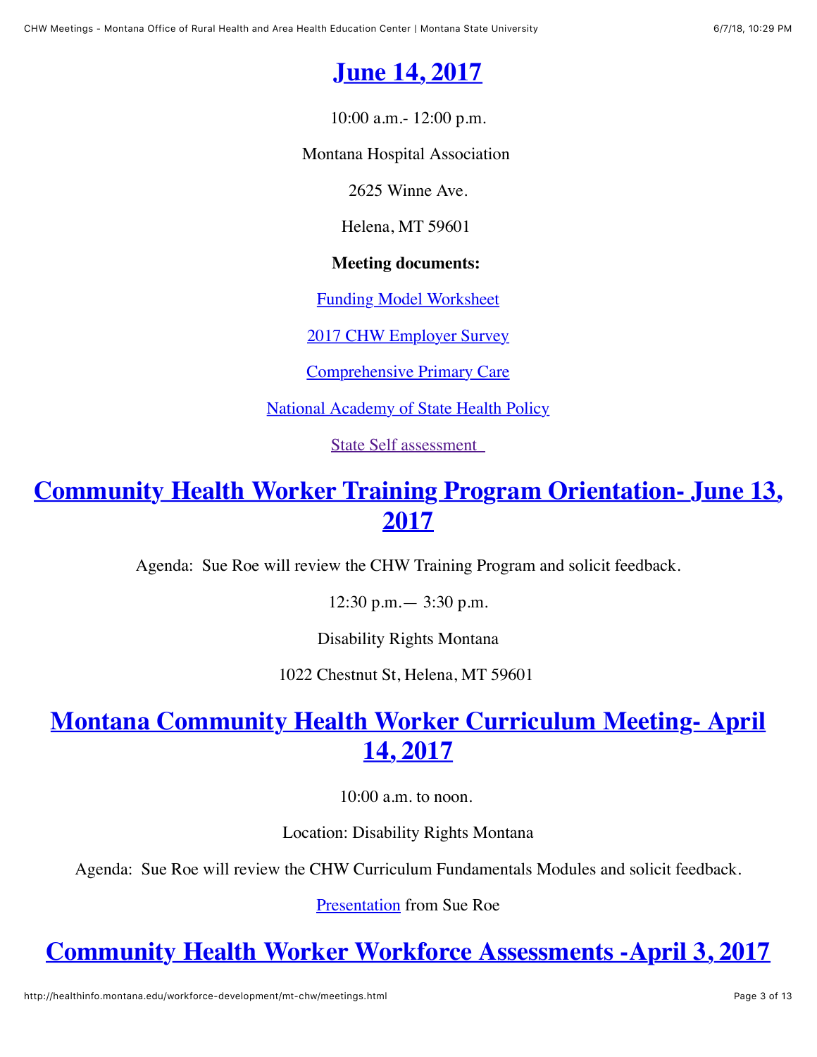## June 14, 2017

10:00 a.m.- 12:00 p.m.

Montana Hospital Association

2625 Winne Ave.

Helena, MT 59601

**Meeting documents:**

Funding Model Worksheet

2017 CHW Employer Survey

Comprehensive Primary Care

National Academy of State Health Policy

State Self assessment

## Community Health Worker Training Program Orientation- June 13, 2017

Agenda: Sue Roe will review the CHW Training Program and solicit feedback.

12:30 p.m.— 3:30 p.m.

Disability Rights Montana

1022 Chestnut St, Helena, MT 59601

## Montana Community Health Worker Curriculum Meeting- April 14, 2017

10:00 a.m. to noon.

Location: Disability Rights Montana

Agenda: Sue Roe will review the CHW Curriculum Fundamentals Modules and solicit feedback.

Presentation from Sue Roe

## Community Health Worker Workforce Assessments -April 3, 2017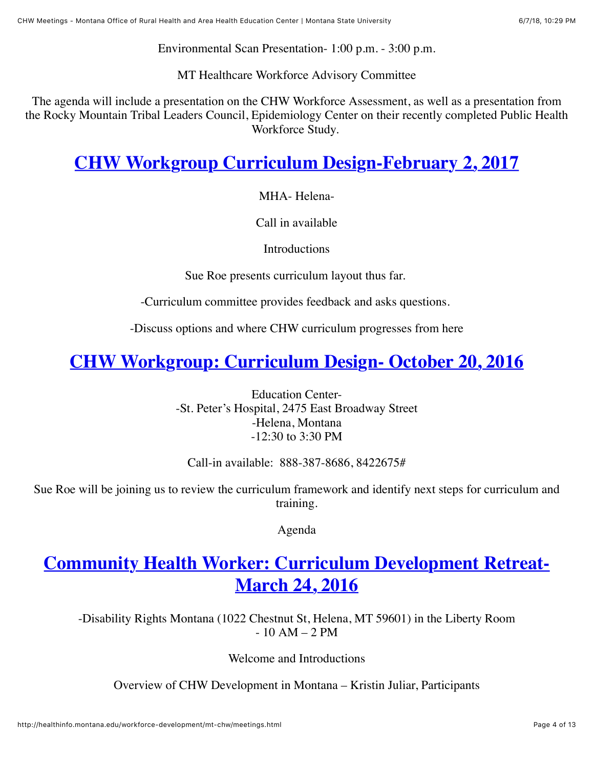Environmental Scan Presentation- 1:00 p.m. - 3:00 p.m.

MT Healthcare Workforce Advisory Committee

The agenda will include a presentation on the CHW Workforce Assessment, as well as a presentation from the Rocky Mountain Tribal Leaders Council, Epidemiology Center on their recently completed Public Health Workforce Study.

## CHW Workgroup Curriculum Design-February 2, 2017

MHA- Helena-

Call in available

Introductions

Sue Roe presents curriculum layout thus far.

-Curriculum committee provides feedback and asks questions.

-Discuss options and where CHW curriculum progresses from here

## CHW Workgroup: Curriculum Design- October 20, 2016

Education Center-
-St. Peter's Hospital, 2475 East Broadway Street
-Helena, Montana
-12:30 to 3:30 PM

Call-in available: 888-387-8686, 8422675#

Sue Roe will be joining us to review the curriculum framework and identify next steps for curriculum and training.

Agenda

## Community Health Worker: Curriculum Development Retreat- March 24, 2016

-Disability Rights Montana (1022 Chestnut St, Helena, MT 59601) in the Liberty Room
- 10 AM – 2 PM

Welcome and Introductions

Overview of CHW Development in Montana – Kristin Juliar, Participants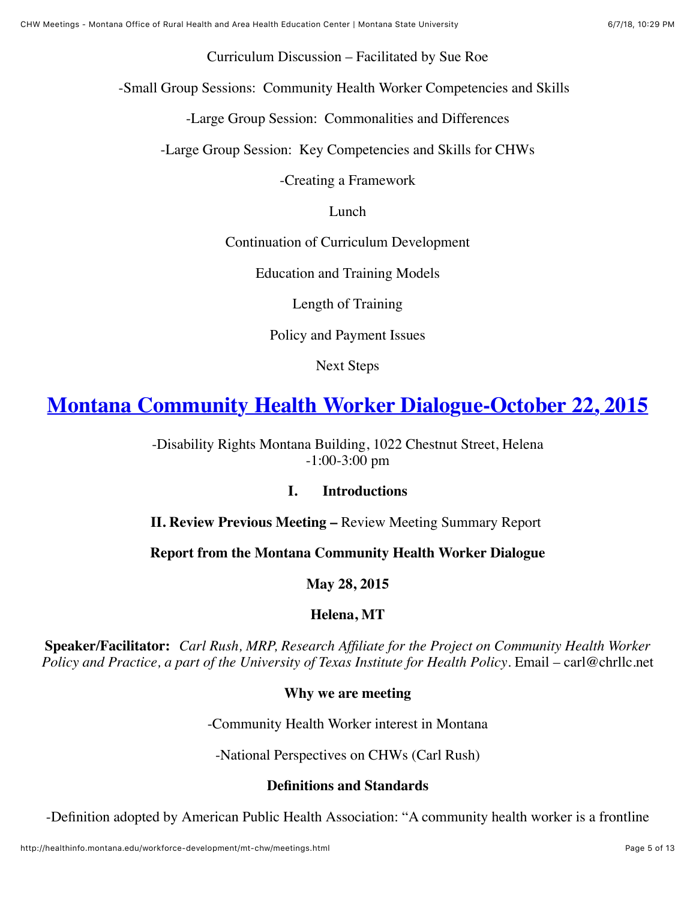Curriculum Discussion – Facilitated by Sue Roe

-Small Group Sessions: Community Health Worker Competencies and Skills

-Large Group Session: Commonalities and Differences

-Large Group Session: Key Competencies and Skills for CHWs

-Creating a Framework

Lunch

Continuation of Curriculum Development

Education and Training Models

Length of Training

Policy and Payment Issues

Next Steps

## Montana Community Health Worker Dialogue-October 22, 2015

-Disability Rights Montana Building, 1022 Chestnut Street, Helena
-1:00-3:00 pm

**I. Introductions**

**II. Review Previous Meeting –** Review Meeting Summary Report

**Report from the Montana Community Health Worker Dialogue**

**May 28, 2015**

**Helena, MT**

**Speaker/Facilitator:** *Carl Rush, MRP, Research Affiliate for the Project on Community Health Worker Policy and Practice, a part of the University of Texas Institute for Health Policy*. Email – carl@chrllc.net

**Why we are meeting**

-Community Health Worker interest in Montana

-National Perspectives on CHWs (Carl Rush)

**Definitions and Standards**

-Definition adopted by American Public Health Association: "A community health worker is a frontline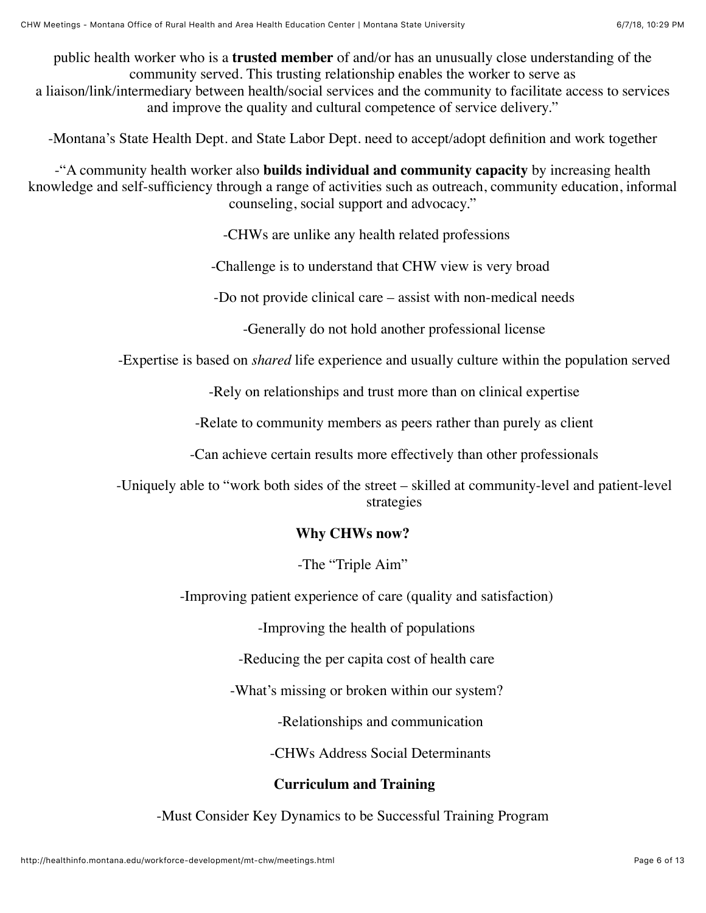public health worker who is a **trusted member** of and/or has an unusually close understanding of the community served. This trusting relationship enables the worker to serve as a liaison/link/intermediary between health/social services and the community to facilitate access to services and improve the quality and cultural competence of service delivery."

-Montana's State Health Dept. and State Labor Dept. need to accept/adopt definition and work together

-"A community health worker also **builds individual and community capacity** by increasing health knowledge and self-sufficiency through a range of activities such as outreach, community education, informal counseling, social support and advocacy."

-CHWs are unlike any health related professions

-Challenge is to understand that CHW view is very broad

-Do not provide clinical care – assist with non-medical needs

-Generally do not hold another professional license

-Expertise is based on *shared* life experience and usually culture within the population served

-Rely on relationships and trust more than on clinical expertise

-Relate to community members as peers rather than purely as client

-Can achieve certain results more effectively than other professionals

-Uniquely able to "work both sides of the street – skilled at community-level and patient-level strategies

**Why CHWs now?**

-The "Triple Aim"

-Improving patient experience of care (quality and satisfaction)

-Improving the health of populations

-Reducing the per capita cost of health care

-What's missing or broken within our system?

-Relationships and communication

-CHWs Address Social Determinants

**Curriculum and Training**

-Must Consider Key Dynamics to be Successful Training Program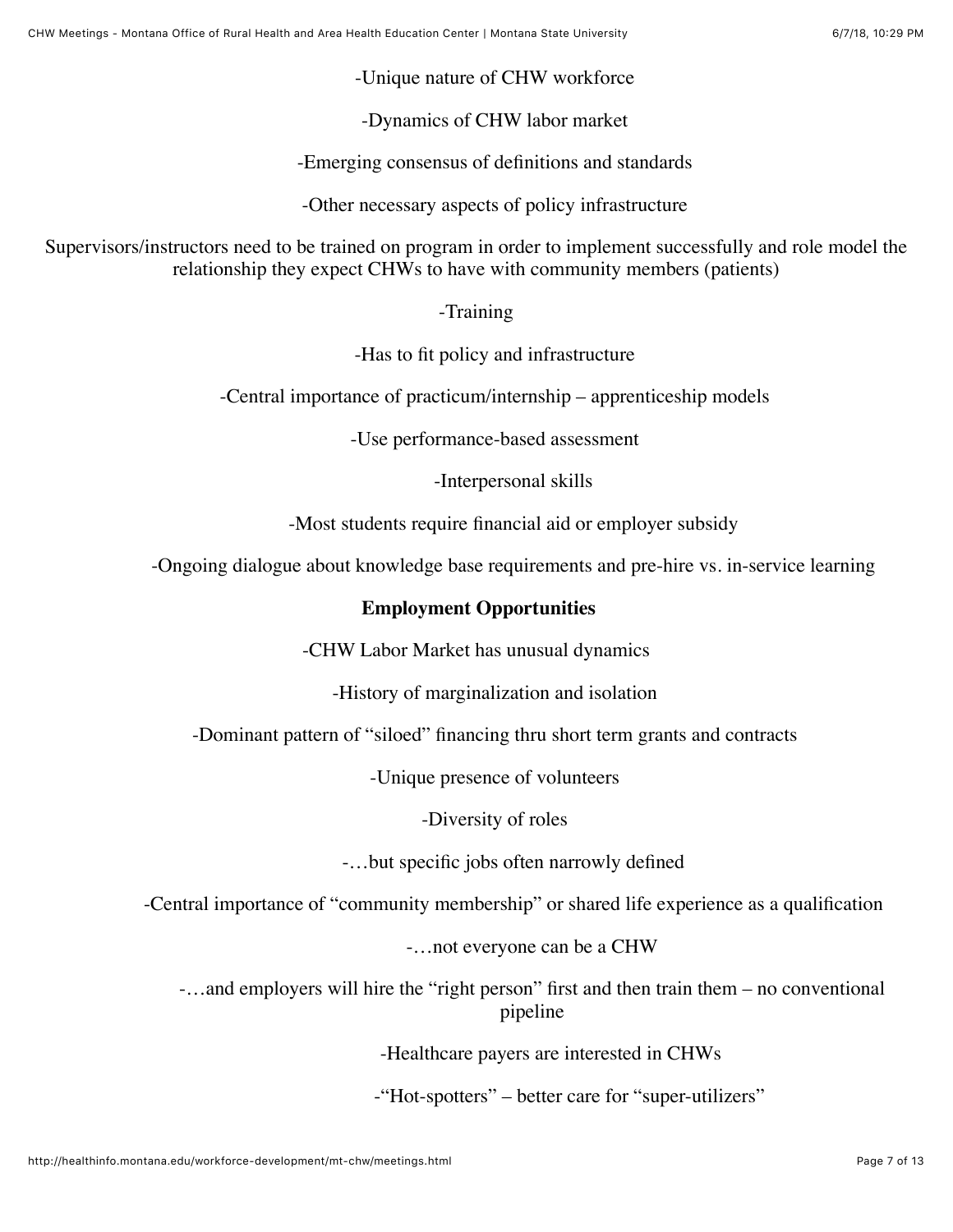-Unique nature of CHW workforce

-Dynamics of CHW labor market

-Emerging consensus of definitions and standards

-Other necessary aspects of policy infrastructure

Supervisors/instructors need to be trained on program in order to implement successfully and role model the relationship they expect CHWs to have with community members (patients)

-Training

-Has to fit policy and infrastructure

-Central importance of practicum/internship – apprenticeship models

-Use performance-based assessment

-Interpersonal skills

-Most students require financial aid or employer subsidy

-Ongoing dialogue about knowledge base requirements and pre-hire vs. in-service learning

**Employment Opportunities**

-CHW Labor Market has unusual dynamics

-History of marginalization and isolation

-Dominant pattern of "siloed" financing thru short term grants and contracts

-Unique presence of volunteers

-Diversity of roles

-…but specific jobs often narrowly defined

-Central importance of "community membership" or shared life experience as a qualification

-…not everyone can be a CHW

-…and employers will hire the "right person" first and then train them – no conventional pipeline

-Healthcare payers are interested in CHWs

-"Hot-spotters" – better care for "super-utilizers"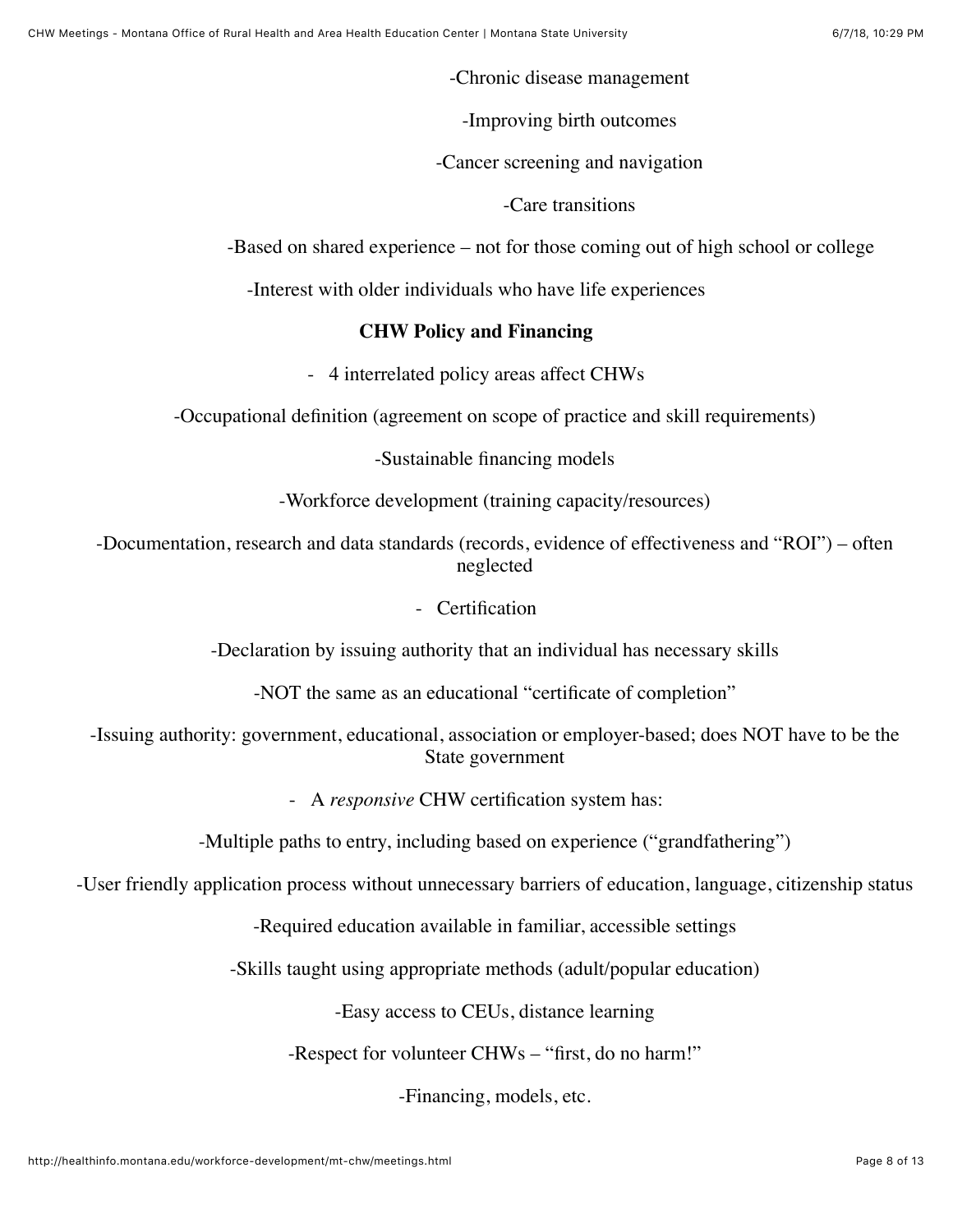-Chronic disease management

-Improving birth outcomes

-Cancer screening and navigation

-Care transitions

-Based on shared experience – not for those coming out of high school or college

-Interest with older individuals who have life experiences

**CHW Policy and Financing**

- 4 interrelated policy areas affect CHWs

-Occupational definition (agreement on scope of practice and skill requirements)

-Sustainable financing models

-Workforce development (training capacity/resources)

-Documentation, research and data standards (records, evidence of effectiveness and "ROI") – often neglected

- Certification

-Declaration by issuing authority that an individual has necessary skills

-NOT the same as an educational "certificate of completion"

-Issuing authority: government, educational, association or employer-based; does NOT have to be the State government

- A *responsive* CHW certification system has:

-Multiple paths to entry, including based on experience ("grandfathering")

-User friendly application process without unnecessary barriers of education, language, citizenship status

-Required education available in familiar, accessible settings

-Skills taught using appropriate methods (adult/popular education)

-Easy access to CEUs, distance learning

-Respect for volunteer CHWs – "first, do no harm!"

-Financing, models, etc.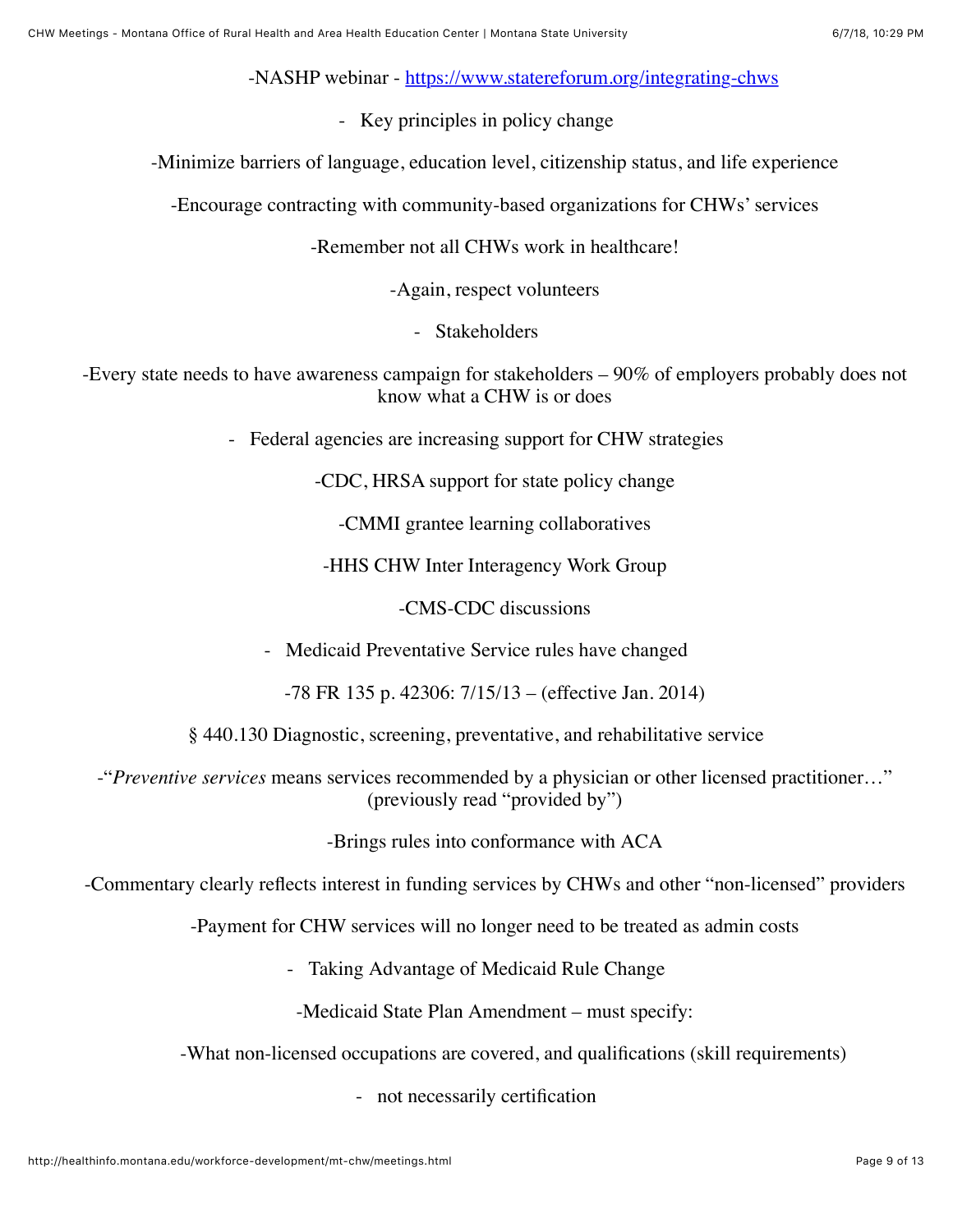-NASHP webinar - https://www.statereforum.org/integrating-chws

- Key principles in policy change

-Minimize barriers of language, education level, citizenship status, and life experience

-Encourage contracting with community-based organizations for CHWs' services

-Remember not all CHWs work in healthcare!

-Again, respect volunteers

- Stakeholders

-Every state needs to have awareness campaign for stakeholders – 90% of employers probably does not know what a CHW is or does

- Federal agencies are increasing support for CHW strategies

-CDC, HRSA support for state policy change

-CMMI grantee learning collaboratives

-HHS CHW Inter Interagency Work Group

-CMS-CDC discussions

- Medicaid Preventative Service rules have changed

-78 FR 135 p. 42306: 7/15/13 – (effective Jan. 2014)

§ 440.130 Diagnostic, screening, preventative, and rehabilitative service

-"*Preventive services* means services recommended by a physician or other licensed practitioner…" (previously read "provided by")

-Brings rules into conformance with ACA

-Commentary clearly reflects interest in funding services by CHWs and other "non-licensed" providers

-Payment for CHW services will no longer need to be treated as admin costs

- Taking Advantage of Medicaid Rule Change

-Medicaid State Plan Amendment – must specify:

-What non-licensed occupations are covered, and qualifications (skill requirements)

- not necessarily certification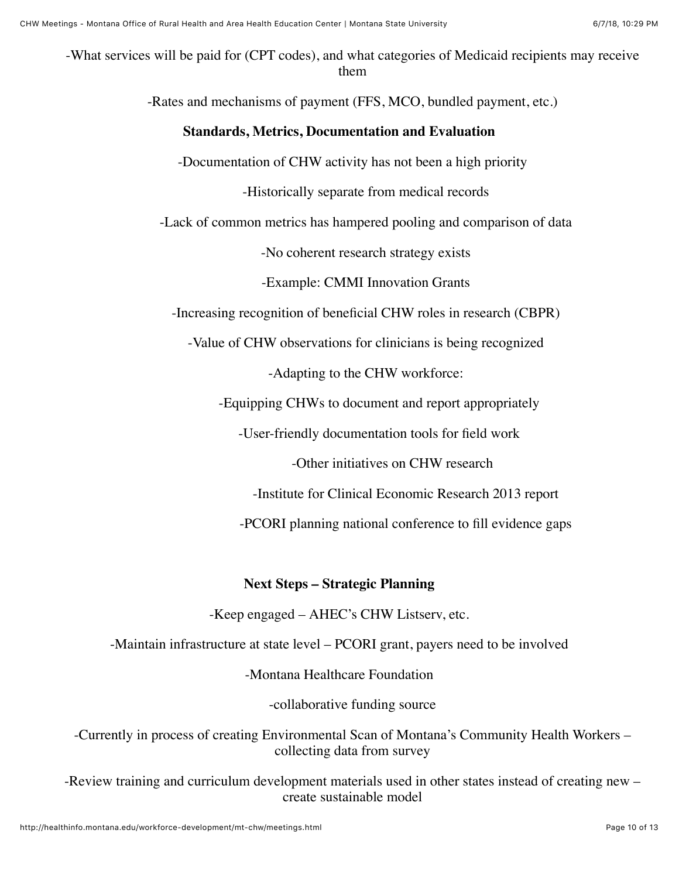-What services will be paid for (CPT codes), and what categories of Medicaid recipients may receive them

-Rates and mechanisms of payment (FFS, MCO, bundled payment, etc.)

**Standards, Metrics, Documentation and Evaluation**

-Documentation of CHW activity has not been a high priority

-Historically separate from medical records

-Lack of common metrics has hampered pooling and comparison of data

-No coherent research strategy exists

-Example: CMMI Innovation Grants

-Increasing recognition of beneficial CHW roles in research (CBPR)

-Value of CHW observations for clinicians is being recognized

-Adapting to the CHW workforce:

-Equipping CHWs to document and report appropriately

-User-friendly documentation tools for field work

-Other initiatives on CHW research

-Institute for Clinical Economic Research 2013 report

-PCORI planning national conference to fill evidence gaps

**Next Steps – Strategic Planning**

-Keep engaged – AHEC's CHW Listserv, etc.

-Maintain infrastructure at state level – PCORI grant, payers need to be involved

-Montana Healthcare Foundation

-collaborative funding source

-Currently in process of creating Environmental Scan of Montana's Community Health Workers – collecting data from survey

-Review training and curriculum development materials used in other states instead of creating new – create sustainable model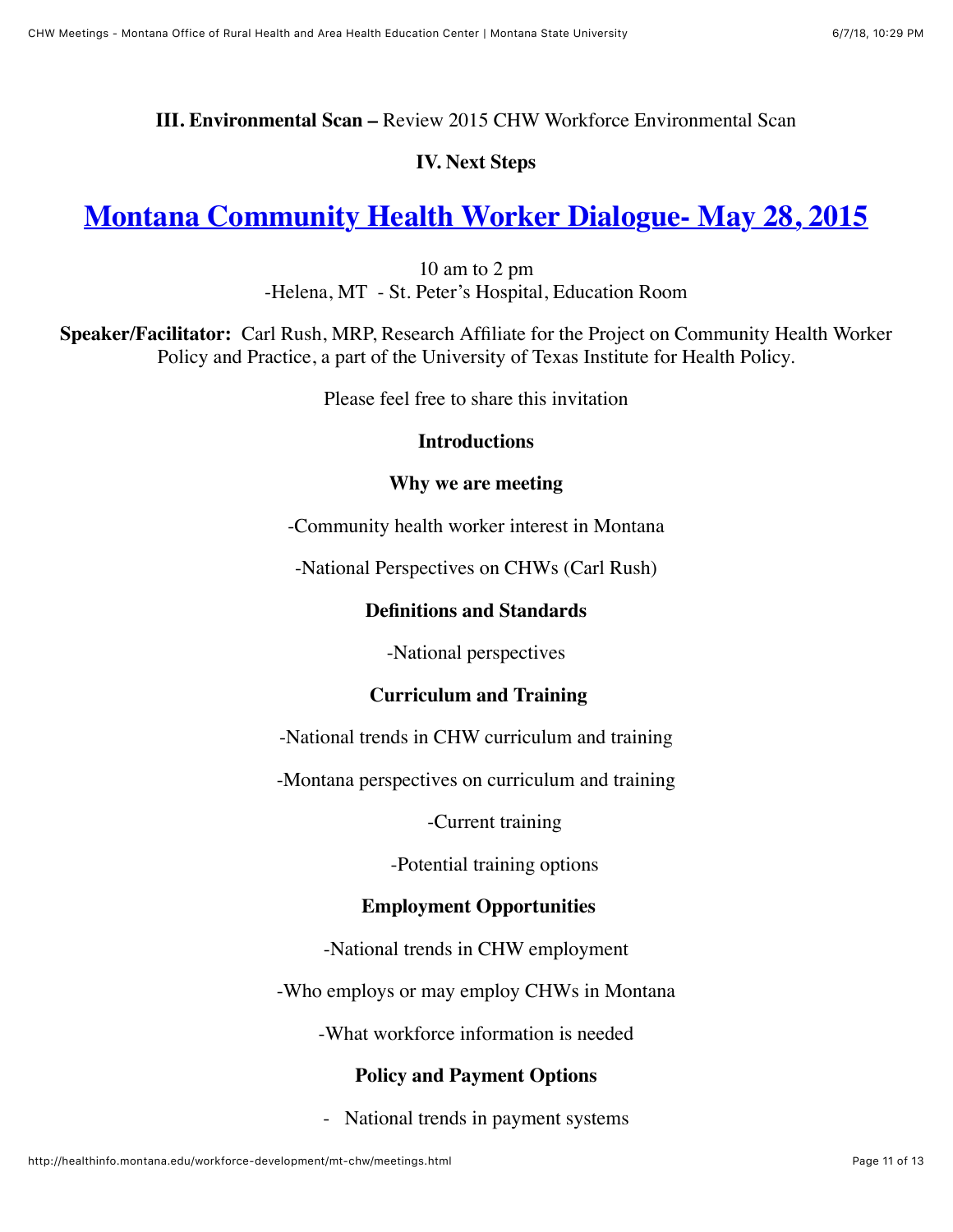**III. Environmental Scan –** Review 2015 CHW Workforce Environmental Scan

**IV. Next Steps**

# [Montana Community Health Worker Dialogue- May 28, 2015]

10 am to 2 pm
-Helena, MT - St. Peter's Hospital, Education Room

**Speaker/Facilitator:** Carl Rush, MRP, Research Affiliate for the Project on Community Health Worker Policy and Practice, a part of the University of Texas Institute for Health Policy.

Please feel free to share this invitation

**Introductions**

**Why we are meeting**

-Community health worker interest in Montana

-National Perspectives on CHWs (Carl Rush)

**Definitions and Standards**

-National perspectives

**Curriculum and Training**

-National trends in CHW curriculum and training

-Montana perspectives on curriculum and training

-Current training

-Potential training options

**Employment Opportunities**

-National trends in CHW employment

-Who employs or may employ CHWs in Montana

-What workforce information is needed

**Policy and Payment Options**

- National trends in payment systems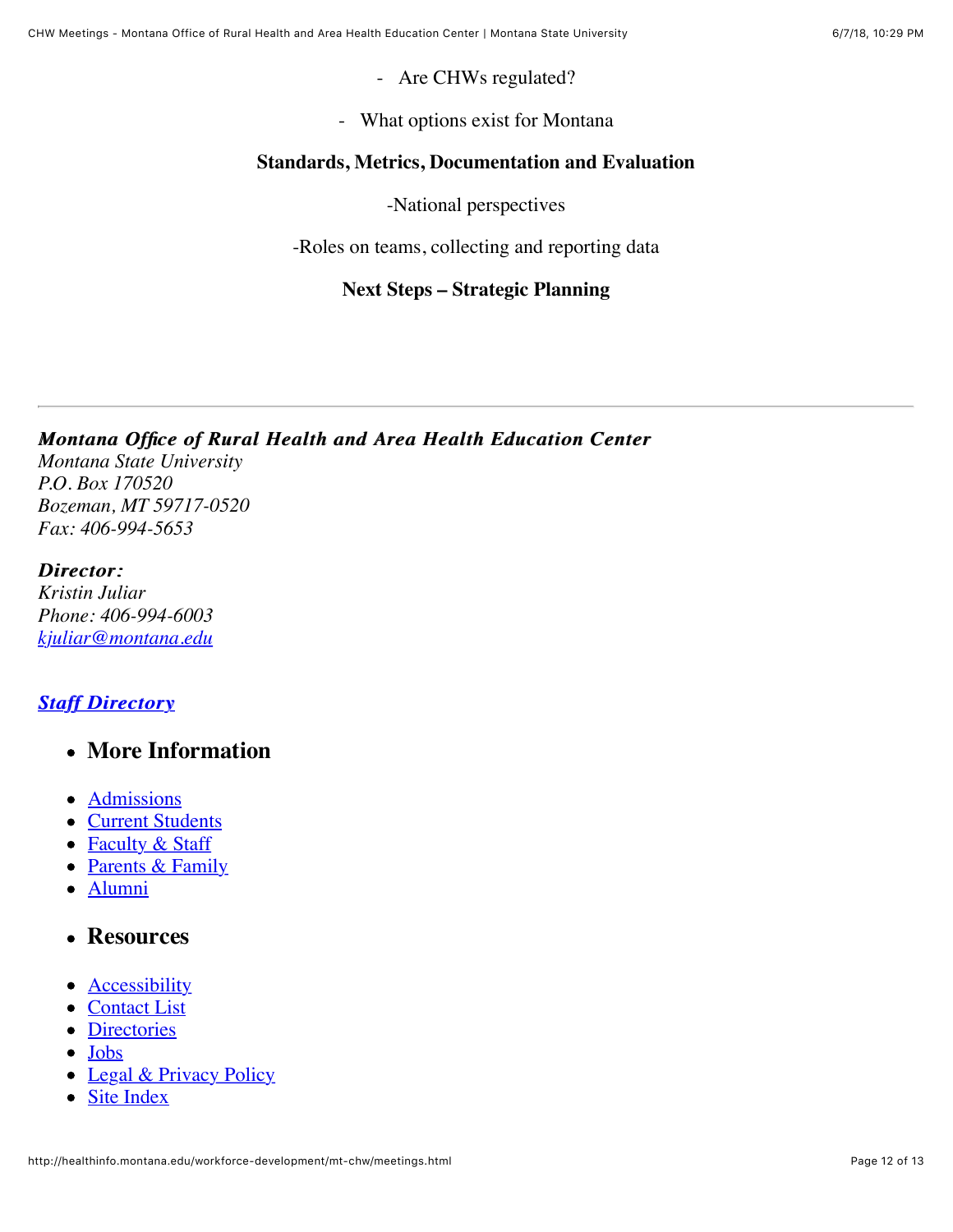- Are CHWs regulated?

- What options exist for Montana

**Standards, Metrics, Documentation and Evaluation**

-National perspectives

-Roles on teams, collecting and reporting data

**Next Steps – Strategic Planning**

---

***Montana Office of Rural Health and Area Health Education Center***
*Montana State University*
*P.O. Box 170520*
*Bozeman, MT 59717-0520*
*Fax: 406-994-5653*

***Director:***
*Kristin Juliar*
*Phone: 406-994-6003*
*kjuliar@montana.edu*

***Staff Directory***

- ## More Information

- Admissions
- Current Students
- Faculty & Staff
- Parents & Family
- Alumni

- ## Resources

- Accessibility
- Contact List
- Directories
- Jobs
- Legal & Privacy Policy
- Site Index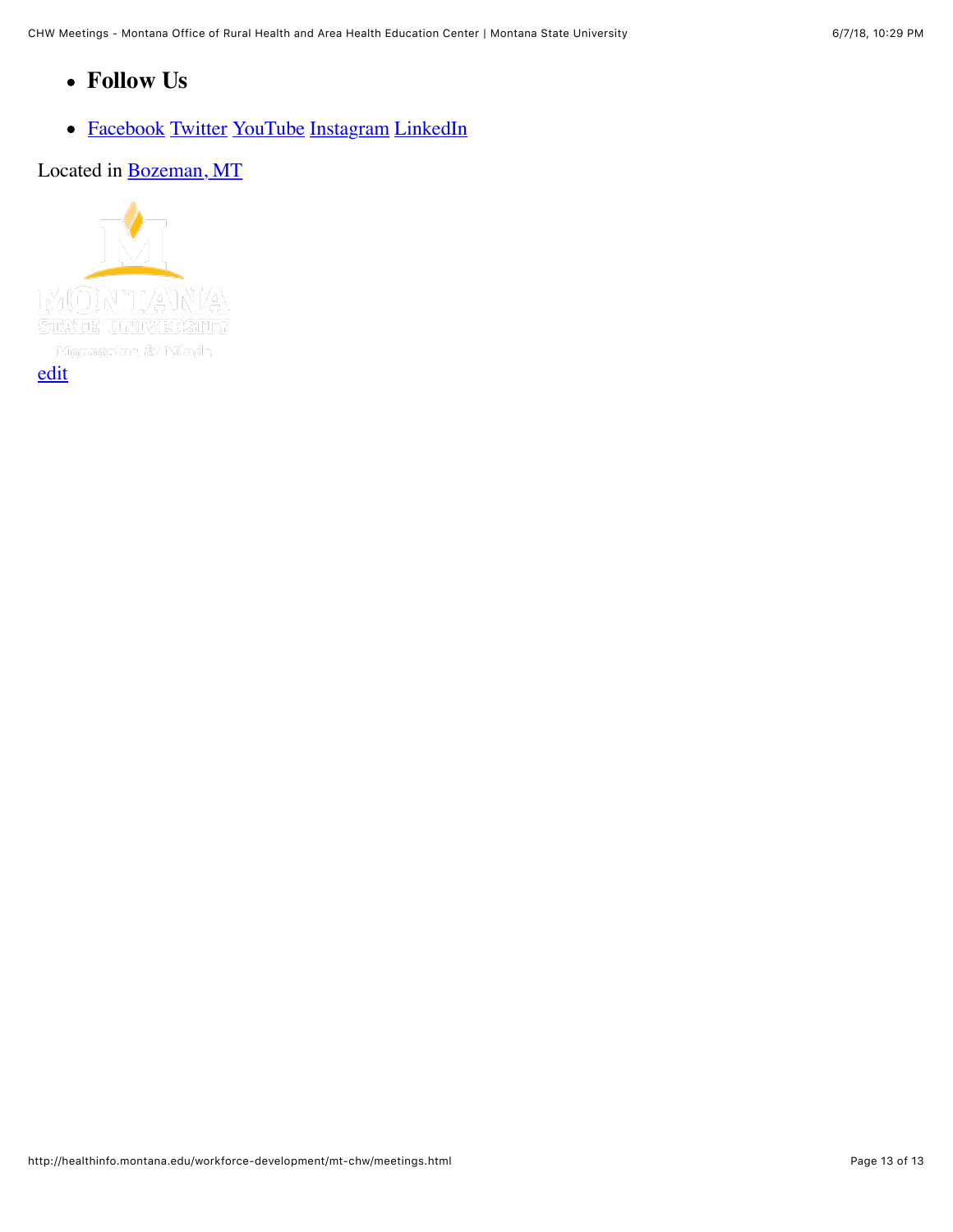- **Follow Us**

- Facebook Twitter YouTube Instagram LinkedIn

Located in Bozeman, MT

edit